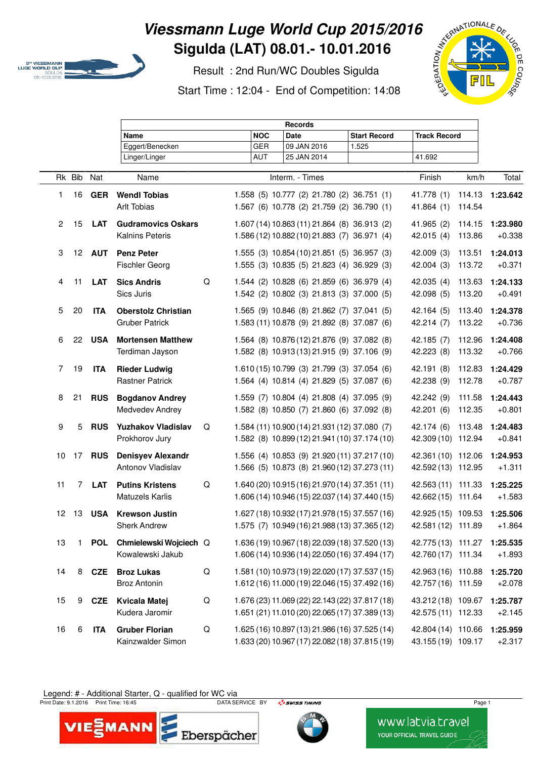# Viessmann Luge World Cup 2015/2016

## Sigulda (LAT) 08.01.- 10.01.2016

Result : 2nd Run/WC Doubles Sigulda

Start Time : 12:04 - End of Competition: 14:08

| Records | | | | |
|---|---|---|---|---|
| Name | NOC | Date | Start Record | Track Record |
| Eggert/Benecken | GER | 09 JAN 2016 | 1.525 | |
| Linger/Linger | AUT | 25 JAN 2014 | | 41.692 |

| Rk | Bib | Nat | Name | | Interm. - Times | | | | Finish | km/h | Total |
|---|---|---|---|---|---|---|---|---|---|---|---|
| 1 | 16 | GER | **Wendl Tobias** | | 1.558 (5) | 10.777 (2) | 21.780 (2) | 36.751 (1) | 41.778 (1) | 114.13 | **1:23.642** |
| | | | Arlt Tobias | | 1.567 (6) | 10.778 (2) | 21.759 (2) | 36.790 (1) | 41.864 (1) | 114.54 | |
| 2 | 15 | LAT | **Gudramovics Oskars** | | 1.607 (14) | 10.863 (11) | 21.864 (8) | 36.913 (2) | 41.965 (2) | 114.15 | **1:23.980** |
| | | | Kalnins Peteris | | 1.586 (12) | 10.882 (10) | 21.883 (7) | 36.971 (4) | 42.015 (4) | 113.86 | +0.338 |
| 3 | 12 | AUT | **Penz Peter** | | 1.555 (3) | 10.854 (10) | 21.851 (5) | 36.957 (3) | 42.009 (3) | 113.51 | **1:24.013** |
| | | | Fischler Georg | | 1.555 (3) | 10.835 (5) | 21.823 (4) | 36.929 (3) | 42.004 (3) | 113.72 | +0.371 |
| 4 | 11 | LAT | **Sics Andris** | Q | 1.544 (2) | 10.828 (6) | 21.859 (6) | 36.979 (4) | 42.035 (4) | 113.63 | **1:24.133** |
| | | | Sics Juris | | 1.542 (2) | 10.802 (3) | 21.813 (3) | 37.000 (5) | 42.098 (5) | 113.20 | +0.491 |
| 5 | 20 | ITA | **Oberstolz Christian** | | 1.565 (9) | 10.846 (8) | 21.862 (7) | 37.041 (5) | 42.164 (5) | 113.40 | **1:24.378** |
| | | | Gruber Patrick | | 1.583 (11) | 10.878 (9) | 21.892 (8) | 37.087 (6) | 42.214 (7) | 113.22 | +0.736 |
| 6 | 22 | USA | **Mortensen Matthew** | | 1.564 (8) | 10.876 (12) | 21.876 (9) | 37.082 (8) | 42.185 (7) | 112.96 | **1:24.408** |
| | | | Terdiman Jayson | | 1.582 (8) | 10.913 (13) | 21.915 (9) | 37.106 (9) | 42.223 (8) | 113.32 | +0.766 |
| 7 | 19 | ITA | **Rieder Ludwig** | | 1.610 (15) | 10.799 (3) | 21.799 (3) | 37.054 (6) | 42.191 (8) | 112.83 | **1:24.429** |
| | | | Rastner Patrick | | 1.564 (4) | 10.814 (4) | 21.829 (5) | 37.087 (6) | 42.238 (9) | 112.78 | +0.787 |
| 8 | 21 | RUS | **Bogdanov Andrey** | | 1.559 (7) | 10.804 (4) | 21.808 (4) | 37.095 (9) | 42.242 (9) | 111.58 | **1:24.443** |
| | | | Medvedev Andrey | | 1.582 (8) | 10.850 (7) | 21.860 (6) | 37.092 (8) | 42.201 (6) | 112.35 | +0.801 |
| 9 | 5 | RUS | **Yuzhakov Vladislav** | Q | 1.584 (11) | 10.900 (14) | 21.931 (12) | 37.080 (7) | 42.174 (6) | 113.48 | **1:24.483** |
| | | | Prokhorov Jury | | 1.582 (8) | 10.899 (12) | 21.941 (10) | 37.174 (10) | 42.309 (10) | 112.94 | +0.841 |
| 10 | 17 | RUS | **Denisyev Alexandr** | | 1.556 (4) | 10.853 (9) | 21.920 (11) | 37.217 (10) | 42.361 (10) | 112.06 | **1:24.953** |
| | | | Antonov Vladislav | | 1.566 (5) | 10.873 (8) | 21.960 (12) | 37.273 (11) | 42.592 (13) | 112.95 | +1.311 |
| 11 | 7 | LAT | **Putins Kristens** | Q | 1.640 (20) | 10.915 (16) | 21.970 (14) | 37.351 (11) | 42.563 (11) | 111.33 | **1:25.225** |
| | | | Matuzels Karlis | | 1.606 (14) | 10.946 (15) | 22.037 (14) | 37.440 (15) | 42.662 (15) | 111.64 | +1.583 |
| 12 | 13 | USA | **Krewson Justin** | | 1.627 (18) | 10.932 (17) | 21.978 (15) | 37.557 (16) | 42.925 (15) | 109.53 | **1:25.506** |
| | | | Sherk Andrew | | 1.575 (7) | 10.949 (16) | 21.988 (13) | 37.365 (12) | 42.581 (12) | 111.89 | +1.864 |
| 13 | 1 | POL | **Chmielewski Wojciech** | Q | 1.636 (19) | 10.967 (18) | 22.039 (18) | 37.520 (13) | 42.775 (13) | 111.27 | **1:25.535** |
| | | | Kowalewski Jakub | | 1.606 (14) | 10.936 (14) | 22.050 (16) | 37.494 (17) | 42.760 (17) | 111.34 | +1.893 |
| 14 | 8 | CZE | **Broz Lukas** | Q | 1.581 (10) | 10.973 (19) | 22.020 (17) | 37.537 (15) | 42.963 (16) | 110.88 | **1:25.720** |
| | | | Broz Antonin | | 1.612 (16) | 11.000 (19) | 22.046 (15) | 37.492 (16) | 42.757 (16) | 111.59 | +2.078 |
| 15 | 9 | CZE | **Kvicala Matej** | Q | 1.676 (23) | 11.069 (22) | 22.143 (22) | 37.817 (18) | 43.212 (18) | 109.67 | **1:25.787** |
| | | | Kudera Jaromir | | 1.651 (21) | 11.010 (20) | 22.065 (17) | 37.389 (13) | 42.575 (11) | 112.33 | +2.145 |
| 16 | 6 | ITA | **Gruber Florian** | Q | 1.625 (16) | 10.897 (13) | 21.986 (16) | 37.525 (14) | 42.804 (14) | 110.66 | **1:25.959** |
| | | | Kainzwalder Simon | | 1.633 (20) | 10.967 (17) | 22.082 (18) | 37.815 (19) | 43.155 (19) | 109.17 | +2.317 |

Legend: # - Additional Starter, Q - qualified for WC via

Print Date: 9.1.2016 Print Time: 16:45 DATA SERVICE BY SWISS TIMING

www.latvia.travel YOUR OFFICIAL TRAVEL GUIDE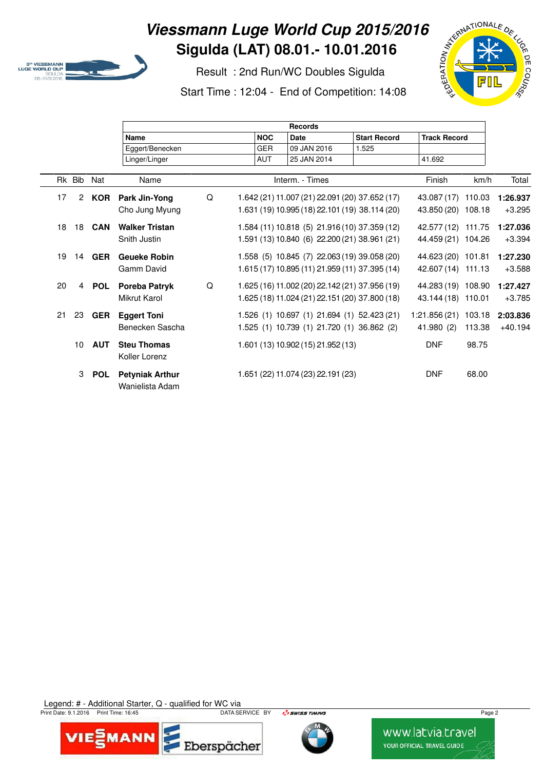# Viessmann Luge World Cup 2015/2016

## Sigulda (LAT) 08.01.- 10.01.2016

Result : 2nd Run/WC Doubles Sigulda

Start Time : 12:04 - End of Competition: 14:08

| Records | | | | |
|---|---|---|---|---|
| **Name** | **NOC** | **Date** | **Start Record** | **Track Record** |
| Eggert/Benecken | GER | 09 JAN 2016 | 1.525 | |
| Linger/Linger | AUT | 25 JAN 2014 | | 41.692 |

| Rk | Bib | Nat | Name | | Interm. - Times | Finish | km/h | Total |
|---|---|---|---|---|---|---|---|---|
| 17 | 2 | **KOR** | **Park Jin-Yong** | Q | 1.642 (21) 11.007 (21) 22.091 (20) 37.652 (17) | 43.087 (17) | 110.03 | **1:26.937** |
| | | | Cho Jung Myung | | 1.631 (19) 10.995 (18) 22.101 (19) 38.114 (20) | 43.850 (20) | 108.18 | +3.295 |
| 18 | 18 | **CAN** | **Walker Tristan** | | 1.584 (11) 10.818 (5) 21.916 (10) 37.359 (12) | 42.577 (12) | 111.75 | **1:27.036** |
| | | | Snith Justin | | 1.591 (13) 10.840 (6) 22.200 (21) 38.961 (21) | 44.459 (21) | 104.26 | +3.394 |
| 19 | 14 | **GER** | **Geueke Robin** | | 1.558 (5) 10.845 (7) 22.063 (19) 39.058 (20) | 44.623 (20) | 101.81 | **1:27.230** |
| | | | Gamm David | | 1.615 (17) 10.895 (11) 21.959 (11) 37.395 (14) | 42.607 (14) | 111.13 | +3.588 |
| 20 | 4 | **POL** | **Poreba Patryk** | Q | 1.625 (16) 11.002 (20) 22.142 (21) 37.956 (19) | 44.283 (19) | 108.90 | **1:27.427** |
| | | | Mikrut Karol | | 1.625 (18) 11.024 (21) 22.151 (20) 37.800 (18) | 43.144 (18) | 110.01 | +3.785 |
| 21 | 23 | **GER** | **Eggert Toni** | | 1.526 (1) 10.697 (1) 21.694 (1) 52.423 (21) | 1:21.856 (21) | 103.18 | **2:03.836** |
| | | | Benecken Sascha | | 1.525 (1) 10.739 (1) 21.720 (1) 36.862 (2) | 41.980 (2) | 113.38 | +40.194 |
| | 10 | **AUT** | **Steu Thomas** | | 1.601 (13) 10.902 (15) 21.952 (13) | DNF | 98.75 | |
| | | | Koller Lorenz | | | | | |
| | 3 | **POL** | **Petyniak Arthur** | | 1.651 (22) 11.074 (23) 22.191 (23) | DNF | 68.00 | |
| | | | Wanielista Adam | | | | | |

Legend: # - Additional Starter, Q - qualified for WC via

Print Date: 9.1.2016 Print Time: 16:45 DATA SERVICE BY SWISS TIMING